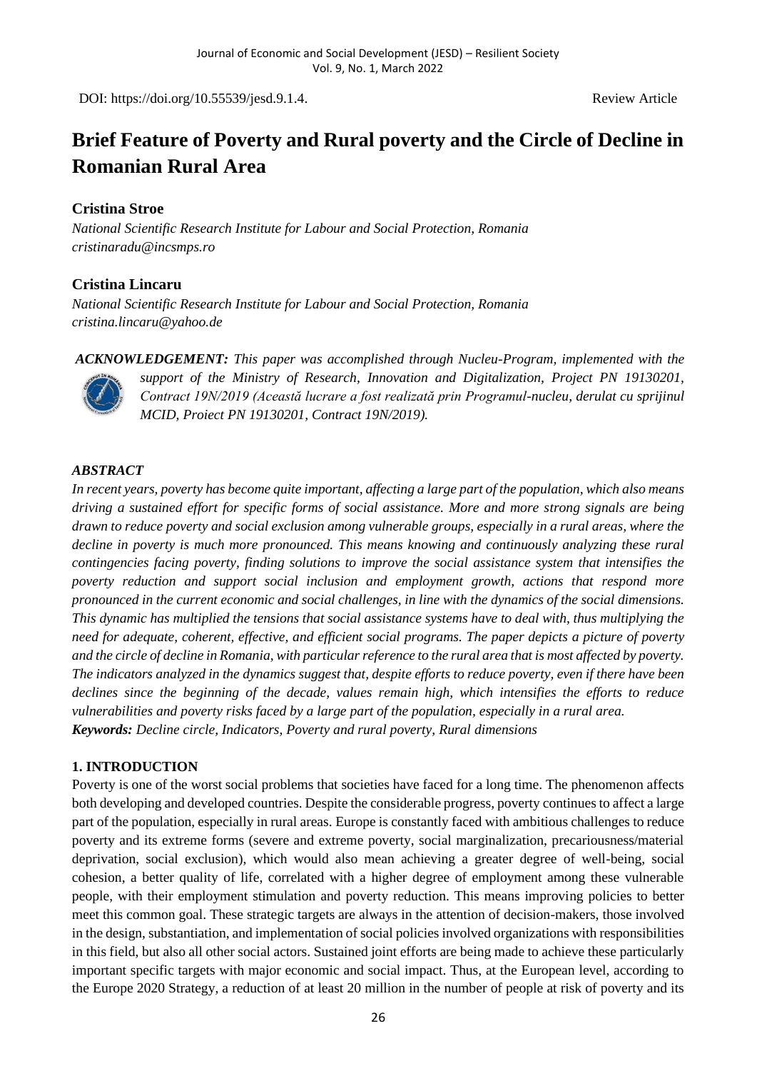DOI: https://doi.org/10.55539/jesd.9.1.4. Review Article

# Brief Feature of Poverty and Rural poverty and the Circle of Decline in Romanian Rural Area

**Cristina Stroe**
*National Scientific Research Institute for Labour and Social Protection, Romania*
*cristinaradu@incsmps.ro*

**Cristina Lincaru**
*National Scientific Research Institute for Labour and Social Protection, Romania*
*cristina.lincaru@yahoo.de*

***ACKNOWLEDGEMENT:*** *This paper was accomplished through Nucleu-Program, implemented with the support of the Ministry of Research, Innovation and Digitalization, Project PN 19130201, Contract 19N/2019 (Această lucrare a fost realizată prin Programul-nucleu, derulat cu sprijinul MCID, Proiect PN 19130201, Contract 19N/2019).*

## *ABSTRACT*

*In recent years, poverty has become quite important, affecting a large part of the population, which also means driving a sustained effort for specific forms of social assistance. More and more strong signals are being drawn to reduce poverty and social exclusion among vulnerable groups, especially in a rural areas, where the decline in poverty is much more pronounced. This means knowing and continuously analyzing these rural contingencies facing poverty, finding solutions to improve the social assistance system that intensifies the poverty reduction and support social inclusion and employment growth, actions that respond more pronounced in the current economic and social challenges, in line with the dynamics of the social dimensions. This dynamic has multiplied the tensions that social assistance systems have to deal with, thus multiplying the need for adequate, coherent, effective, and efficient social programs. The paper depicts a picture of poverty and the circle of decline in Romania, with particular reference to the rural area that is most affected by poverty. The indicators analyzed in the dynamics suggest that, despite efforts to reduce poverty, even if there have been declines since the beginning of the decade, values remain high, which intensifies the efforts to reduce vulnerabilities and poverty risks faced by a large part of the population, especially in a rural area.*

***Keywords:*** *Decline circle, Indicators, Poverty and rural poverty, Rural dimensions*

## 1. INTRODUCTION

Poverty is one of the worst social problems that societies have faced for a long time. The phenomenon affects both developing and developed countries. Despite the considerable progress, poverty continues to affect a large part of the population, especially in rural areas. Europe is constantly faced with ambitious challenges to reduce poverty and its extreme forms (severe and extreme poverty, social marginalization, precariousness/material deprivation, social exclusion), which would also mean achieving a greater degree of well-being, social cohesion, a better quality of life, correlated with a higher degree of employment among these vulnerable people, with their employment stimulation and poverty reduction. This means improving policies to better meet this common goal. These strategic targets are always in the attention of decision-makers, those involved in the design, substantiation, and implementation of social policies involved organizations with responsibilities in this field, but also all other social actors. Sustained joint efforts are being made to achieve these particularly important specific targets with major economic and social impact. Thus, at the European level, according to the Europe 2020 Strategy, a reduction of at least 20 million in the number of people at risk of poverty and its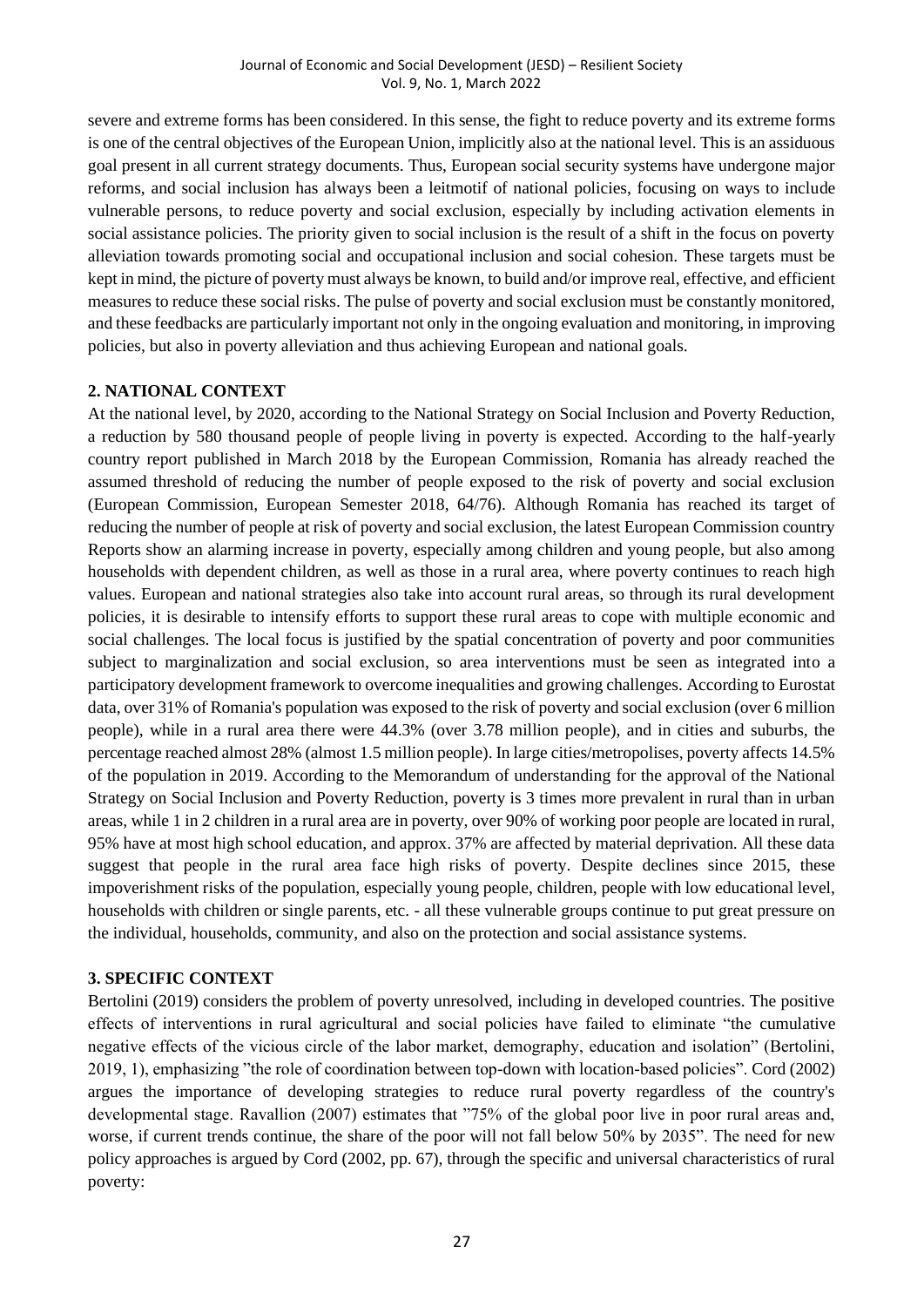severe and extreme forms has been considered. In this sense, the fight to reduce poverty and its extreme forms is one of the central objectives of the European Union, implicitly also at the national level. This is an assiduous goal present in all current strategy documents. Thus, European social security systems have undergone major reforms, and social inclusion has always been a leitmotif of national policies, focusing on ways to include vulnerable persons, to reduce poverty and social exclusion, especially by including activation elements in social assistance policies. The priority given to social inclusion is the result of a shift in the focus on poverty alleviation towards promoting social and occupational inclusion and social cohesion. These targets must be kept in mind, the picture of poverty must always be known, to build and/or improve real, effective, and efficient measures to reduce these social risks. The pulse of poverty and social exclusion must be constantly monitored, and these feedbacks are particularly important not only in the ongoing evaluation and monitoring, in improving policies, but also in poverty alleviation and thus achieving European and national goals.

## 2. NATIONAL CONTEXT

At the national level, by 2020, according to the National Strategy on Social Inclusion and Poverty Reduction, a reduction by 580 thousand people of people living in poverty is expected. According to the half-yearly country report published in March 2018 by the European Commission, Romania has already reached the assumed threshold of reducing the number of people exposed to the risk of poverty and social exclusion (European Commission, European Semester 2018, 64/76). Although Romania has reached its target of reducing the number of people at risk of poverty and social exclusion, the latest European Commission country Reports show an alarming increase in poverty, especially among children and young people, but also among households with dependent children, as well as those in a rural area, where poverty continues to reach high values. European and national strategies also take into account rural areas, so through its rural development policies, it is desirable to intensify efforts to support these rural areas to cope with multiple economic and social challenges. The local focus is justified by the spatial concentration of poverty and poor communities subject to marginalization and social exclusion, so area interventions must be seen as integrated into a participatory development framework to overcome inequalities and growing challenges. According to Eurostat data, over 31% of Romania's population was exposed to the risk of poverty and social exclusion (over 6 million people), while in a rural area there were 44.3% (over 3.78 million people), and in cities and suburbs, the percentage reached almost 28% (almost 1.5 million people). In large cities/metropolises, poverty affects 14.5% of the population in 2019. According to the Memorandum of understanding for the approval of the National Strategy on Social Inclusion and Poverty Reduction, poverty is 3 times more prevalent in rural than in urban areas, while 1 in 2 children in a rural area are in poverty, over 90% of working poor people are located in rural, 95% have at most high school education, and approx. 37% are affected by material deprivation. All these data suggest that people in the rural area face high risks of poverty. Despite declines since 2015, these impoverishment risks of the population, especially young people, children, people with low educational level, households with children or single parents, etc. - all these vulnerable groups continue to put great pressure on the individual, households, community, and also on the protection and social assistance systems.

## 3. SPECIFIC CONTEXT

Bertolini (2019) considers the problem of poverty unresolved, including in developed countries. The positive effects of interventions in rural agricultural and social policies have failed to eliminate "the cumulative negative effects of the vicious circle of the labor market, demography, education and isolation" (Bertolini, 2019, 1), emphasizing "the role of coordination between top-down with location-based policies". Cord (2002) argues the importance of developing strategies to reduce rural poverty regardless of the country's developmental stage. Ravallion (2007) estimates that "75% of the global poor live in poor rural areas and, worse, if current trends continue, the share of the poor will not fall below 50% by 2035". The need for new policy approaches is argued by Cord (2002, pp. 67), through the specific and universal characteristics of rural poverty: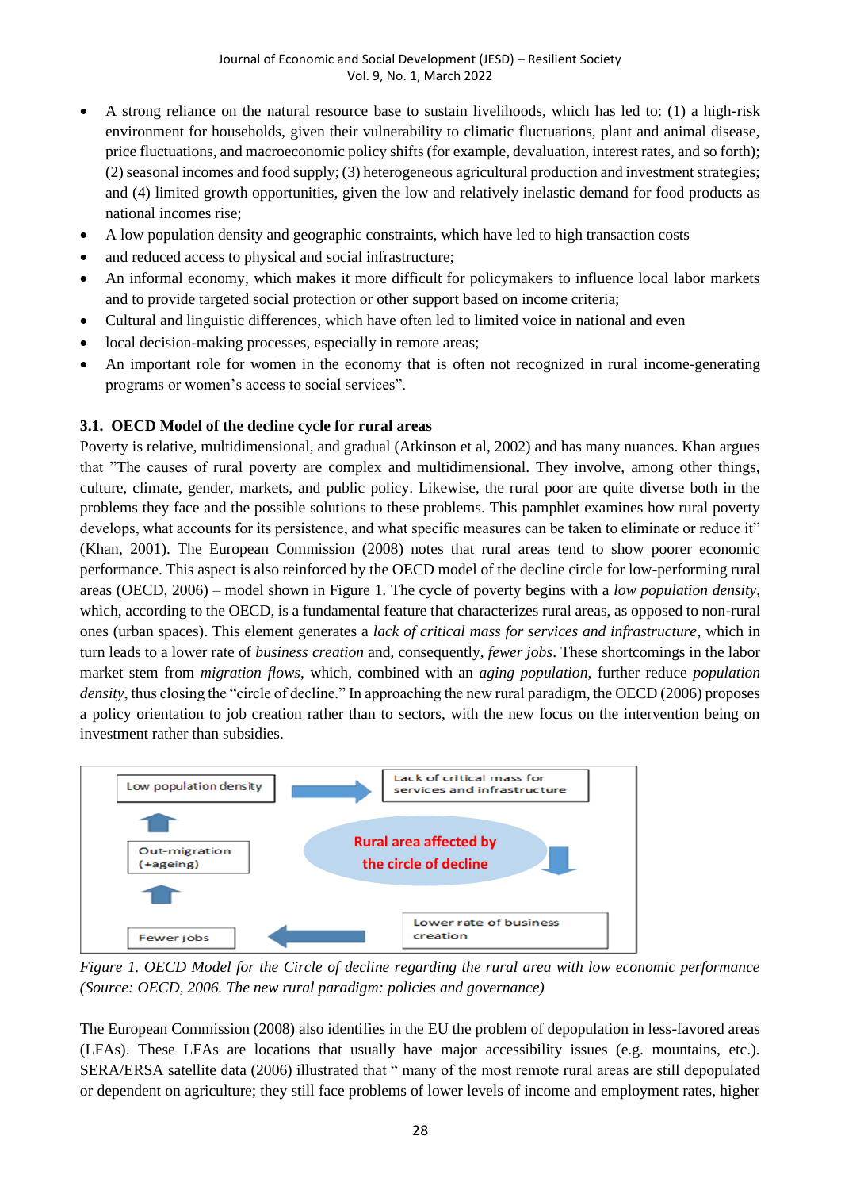- A strong reliance on the natural resource base to sustain livelihoods, which has led to: (1) a high-risk environment for households, given their vulnerability to climatic fluctuations, plant and animal disease, price fluctuations, and macroeconomic policy shifts (for example, devaluation, interest rates, and so forth); (2) seasonal incomes and food supply; (3) heterogeneous agricultural production and investment strategies; and (4) limited growth opportunities, given the low and relatively inelastic demand for food products as national incomes rise;
- A low population density and geographic constraints, which have led to high transaction costs
- and reduced access to physical and social infrastructure;
- An informal economy, which makes it more difficult for policymakers to influence local labor markets and to provide targeted social protection or other support based on income criteria;
- Cultural and linguistic differences, which have often led to limited voice in national and even
- local decision-making processes, especially in remote areas;
- An important role for women in the economy that is often not recognized in rural income-generating programs or women's access to social services".

### 3.1. OECD Model of the decline cycle for rural areas

Poverty is relative, multidimensional, and gradual (Atkinson et al, 2002) and has many nuances. Khan argues that "The causes of rural poverty are complex and multidimensional. They involve, among other things, culture, climate, gender, markets, and public policy. Likewise, the rural poor are quite diverse both in the problems they face and the possible solutions to these problems. This pamphlet examines how rural poverty develops, what accounts for its persistence, and what specific measures can be taken to eliminate or reduce it" (Khan, 2001). The European Commission (2008) notes that rural areas tend to show poorer economic performance. This aspect is also reinforced by the OECD model of the decline circle for low-performing rural areas (OECD, 2006) – model shown in Figure 1. The cycle of poverty begins with a *low population density*, which, according to the OECD, is a fundamental feature that characterizes rural areas, as opposed to non-rural ones (urban spaces). This element generates a *lack of critical mass for services and infrastructure*, which in turn leads to a lower rate of *business creation* and, consequently, *fewer jobs*. These shortcomings in the labor market stem from *migration flows*, which, combined with an *aging population*, further reduce *population density*, thus closing the "circle of decline." In approaching the new rural paradigm, the OECD (2006) proposes a policy orientation to job creation rather than to sectors, with the new focus on the intervention being on investment rather than subsidies.

Low population density → Lack of critical mass for services and infrastructure → Lower rate of business creation → Fewer jobs → Out-migration (+ageing) → Low population density

Rural area affected by the circle of decline

*Figure 1. OECD Model for the Circle of decline regarding the rural area with low economic performance (Source: OECD, 2006. The new rural paradigm: policies and governance)*

The European Commission (2008) also identifies in the EU the problem of depopulation in less-favored areas (LFAs). These LFAs are locations that usually have major accessibility issues (e.g. mountains, etc.). SERA/ERSA satellite data (2006) illustrated that " many of the most remote rural areas are still depopulated or dependent on agriculture; they still face problems of lower levels of income and employment rates, higher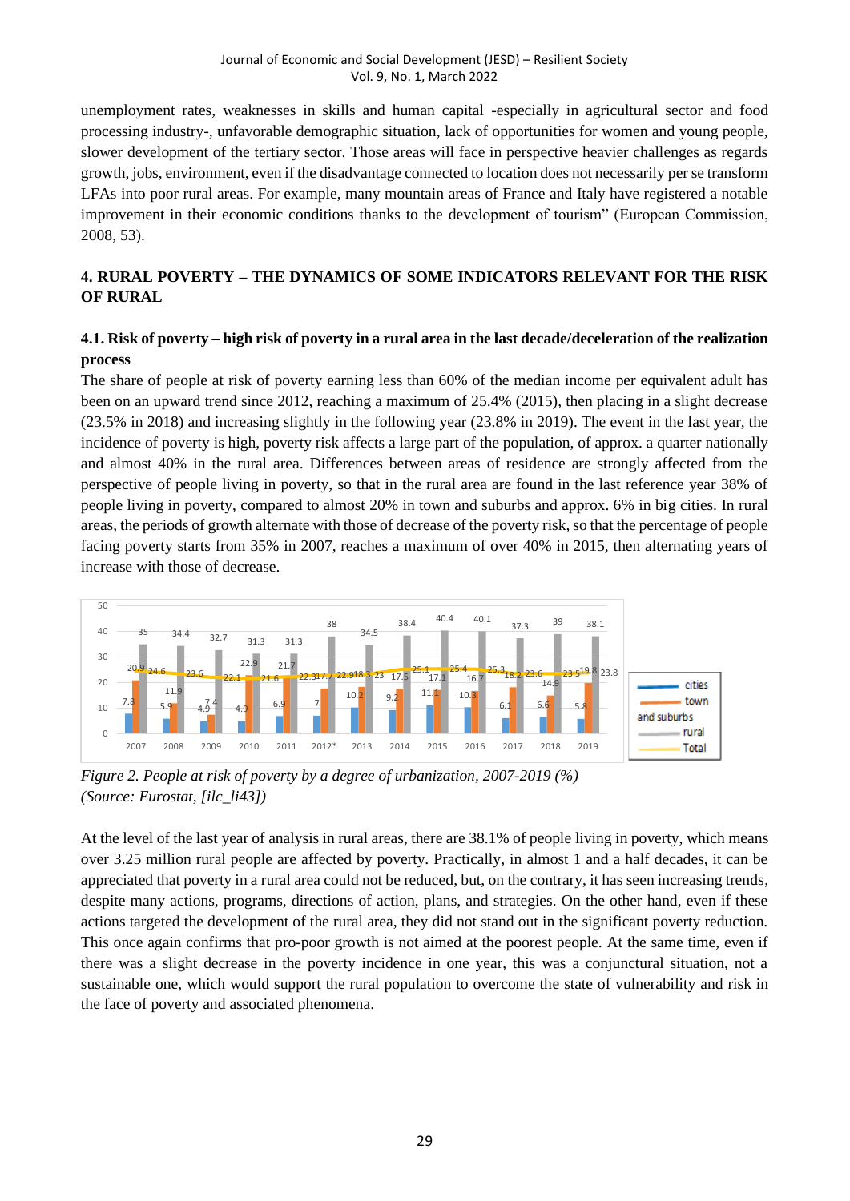unemployment rates, weaknesses in skills and human capital -especially in agricultural sector and food processing industry-, unfavorable demographic situation, lack of opportunities for women and young people, slower development of the tertiary sector. Those areas will face in perspective heavier challenges as regards growth, jobs, environment, even if the disadvantage connected to location does not necessarily per se transform LFAs into poor rural areas. For example, many mountain areas of France and Italy have registered a notable improvement in their economic conditions thanks to the development of tourism" (European Commission, 2008, 53).

## 4. RURAL POVERTY – THE DYNAMICS OF SOME INDICATORS RELEVANT FOR THE RISK OF RURAL

### 4.1. Risk of poverty – high risk of poverty in a rural area in the last decade/deceleration of the realization process

The share of people at risk of poverty earning less than 60% of the median income per equivalent adult has been on an upward trend since 2012, reaching a maximum of 25.4% (2015), then placing in a slight decrease (23.5% in 2018) and increasing slightly in the following year (23.8% in 2019). The event in the last year, the incidence of poverty is high, poverty risk affects a large part of the population, of approx. a quarter nationally and almost 40% in the rural area. Differences between areas of residence are strongly affected from the perspective of people living in poverty, so that in the rural area are found in the last reference year 38% of people living in poverty, compared to almost 20% in town and suburbs and approx. 6% in big cities. In rural areas, the periods of growth alternate with those of decrease of the poverty risk, so that the percentage of people facing poverty starts from 35% in 2007, reaches a maximum of over 40% in 2015, then alternating years of increase with those of decrease.

| Year | cities | town and suburbs | rural | Total |
|---|---|---|---|---|
| 2007 | 7.8 | 20.9 | 35 | 24.6 |
| 2008 | 5.9 | 11.9 | 34.4 | 23.6 |
| 2009 | 4.9 | 7.4 | 32.7 | 22.1 |
| 2010 | 4.9 | 22.9 | 31.3 | 21.6 |
| 2011 | 6.9 | 21.7 | 31.3 | 22.3 |
| 2012* | 7 | 17.7 | 38 | 22.9 |
| 2013 | 10.2 | 18.3 | 34.5 | 23 |
| 2014 | 9.2 | 17.5 | 38.4 | 25.1 |
| 2015 | 11.1 | 17.1 | 40.4 | 25.4 |
| 2016 | 10.3 | 16.7 | 40.1 | 25.3 |
| 2017 | 6.1 | 18.2 | 37.3 | 23.6 |
| 2018 | 6.6 | 14.9 | 39 | 23.5 |
| 2019 | 5.8 | 19.8 | 38.1 | 23.8 |

*Figure 2. People at risk of poverty by a degree of urbanization, 2007-2019 (%)*
*(Source: Eurostat, [ilc_li43])*

At the level of the last year of analysis in rural areas, there are 38.1% of people living in poverty, which means over 3.25 million rural people are affected by poverty. Practically, in almost 1 and a half decades, it can be appreciated that poverty in a rural area could not be reduced, but, on the contrary, it has seen increasing trends, despite many actions, programs, directions of action, plans, and strategies. On the other hand, even if these actions targeted the development of the rural area, they did not stand out in the significant poverty reduction. This once again confirms that pro-poor growth is not aimed at the poorest people. At the same time, even if there was a slight decrease in the poverty incidence in one year, this was a conjunctural situation, not a sustainable one, which would support the rural population to overcome the state of vulnerability and risk in the face of poverty and associated phenomena.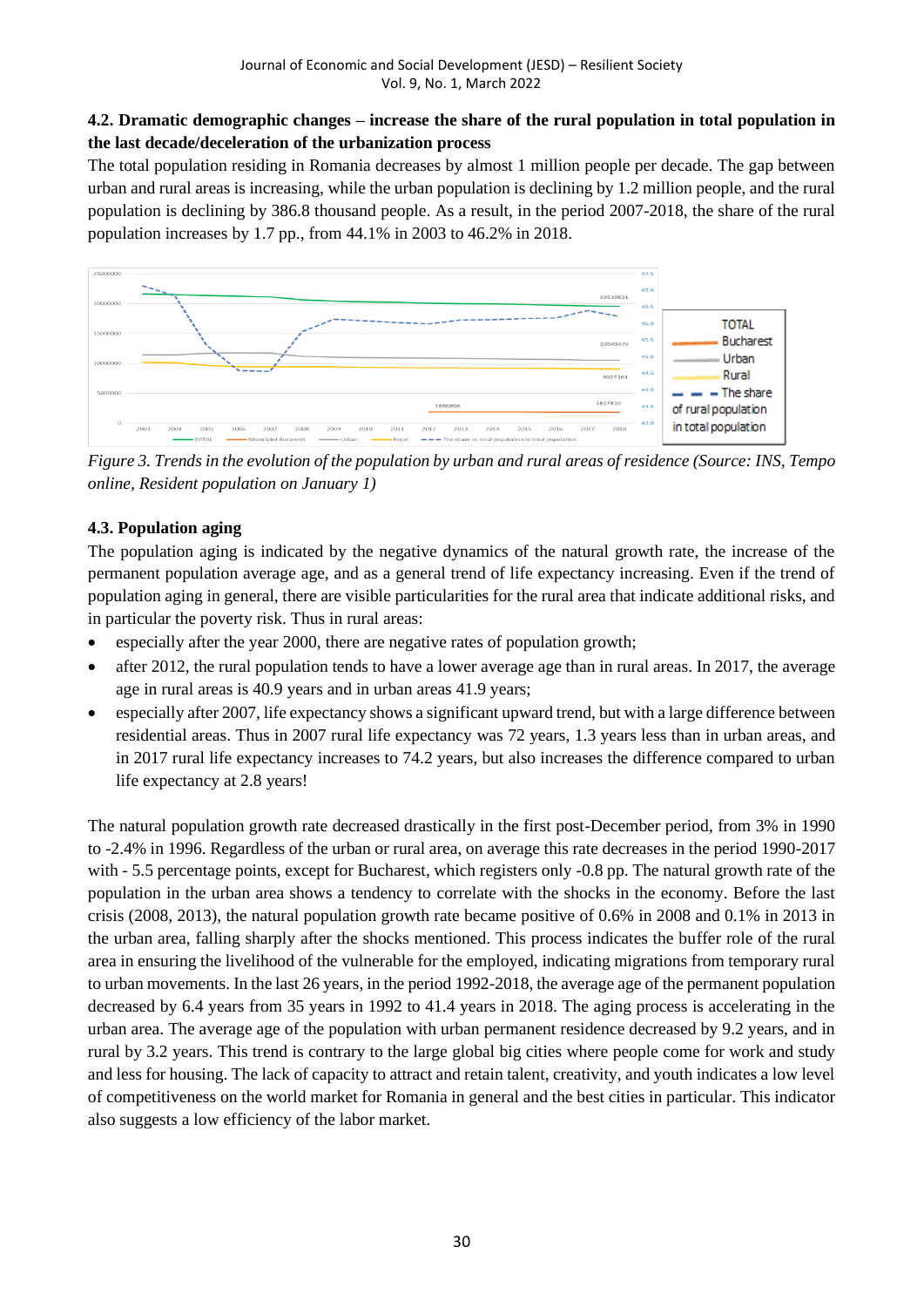### 4.2. Dramatic demographic changes – increase the share of the rural population in total population in the last decade/deceleration of the urbanization process

The total population residing in Romania decreases by almost 1 million people per decade. The gap between urban and rural areas is increasing, while the urban population is declining by 1.2 million people, and the rural population is declining by 386.8 thousand people. As a result, in the period 2007-2018, the share of the rural population increases by 1.7 pp., from 44.1% in 2003 to 46.2% in 2018.

*Figure 3. Trends in the evolution of the population by urban and rural areas of residence (Source: INS, Tempo online, Resident population on January 1)*

### 4.3. Population aging

The population aging is indicated by the negative dynamics of the natural growth rate, the increase of the permanent population average age, and as a general trend of life expectancy increasing. Even if the trend of population aging in general, there are visible particularities for the rural area that indicate additional risks, and in particular the poverty risk. Thus in rural areas:

- especially after the year 2000, there are negative rates of population growth;
- after 2012, the rural population tends to have a lower average age than in rural areas. In 2017, the average age in rural areas is 40.9 years and in urban areas 41.9 years;
- especially after 2007, life expectancy shows a significant upward trend, but with a large difference between residential areas. Thus in 2007 rural life expectancy was 72 years, 1.3 years less than in urban areas, and in 2017 rural life expectancy increases to 74.2 years, but also increases the difference compared to urban life expectancy at 2.8 years!

The natural population growth rate decreased drastically in the first post-December period, from 3% in 1990 to -2.4% in 1996. Regardless of the urban or rural area, on average this rate decreases in the period 1990-2017 with - 5.5 percentage points, except for Bucharest, which registers only -0.8 pp. The natural growth rate of the population in the urban area shows a tendency to correlate with the shocks in the economy. Before the last crisis (2008, 2013), the natural population growth rate became positive of 0.6% in 2008 and 0.1% in 2013 in the urban area, falling sharply after the shocks mentioned. This process indicates the buffer role of the rural area in ensuring the livelihood of the vulnerable for the employed, indicating migrations from temporary rural to urban movements. In the last 26 years, in the period 1992-2018, the average age of the permanent population decreased by 6.4 years from 35 years in 1992 to 41.4 years in 2018. The aging process is accelerating in the urban area. The average age of the population with urban permanent residence decreased by 9.2 years, and in rural by 3.2 years. This trend is contrary to the large global big cities where people come for work and study and less for housing. The lack of capacity to attract and retain talent, creativity, and youth indicates a low level of competitiveness on the world market for Romania in general and the best cities in particular. This indicator also suggests a low efficiency of the labor market.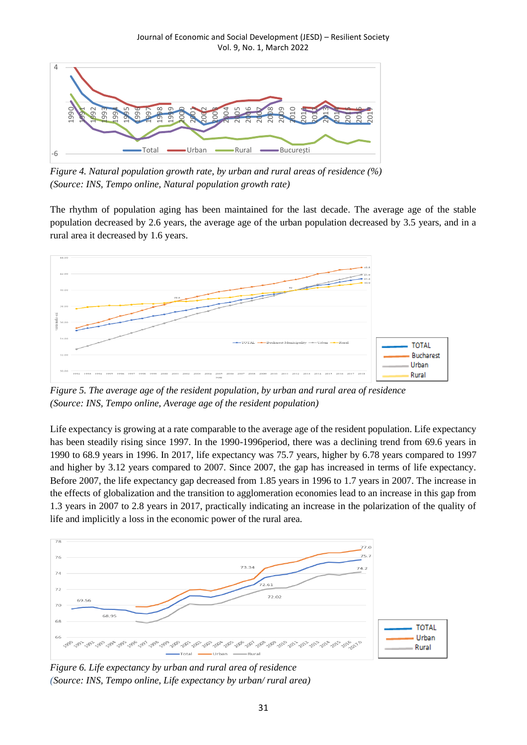*Figure 4. Natural population growth rate, by urban and rural areas of residence (%) (Source: INS, Tempo online, Natural population growth rate)*

The rhythm of population aging has been maintained for the last decade. The average age of the stable population decreased by 2.6 years, the average age of the urban population decreased by 3.5 years, and in a rural area it decreased by 1.6 years.

*Figure 5. The average age of the resident population, by urban and rural area of residence (Source: INS, Tempo online, Average age of the resident population)*

Life expectancy is growing at a rate comparable to the average age of the resident population. Life expectancy has been steadily rising since 1997. In the 1990-1996period, there was a declining trend from 69.6 years in 1990 to 68.9 years in 1996. In 2017, life expectancy was 75.7 years, higher by 6.78 years compared to 1997 and higher by 3.12 years compared to 2007. Since 2007, the gap has increased in terms of life expectancy. Before 2007, the life expectancy gap decreased from 1.85 years in 1996 to 1.7 years in 2007. The increase in the effects of globalization and the transition to agglomeration economies lead to an increase in this gap from 1.3 years in 2007 to 2.8 years in 2017, practically indicating an increase in the polarization of the quality of life and implicitly a loss in the economic power of the rural area.

*Figure 6. Life expectancy by urban and rural area of residence (Source: INS, Tempo online, Life expectancy by urban/ rural area)*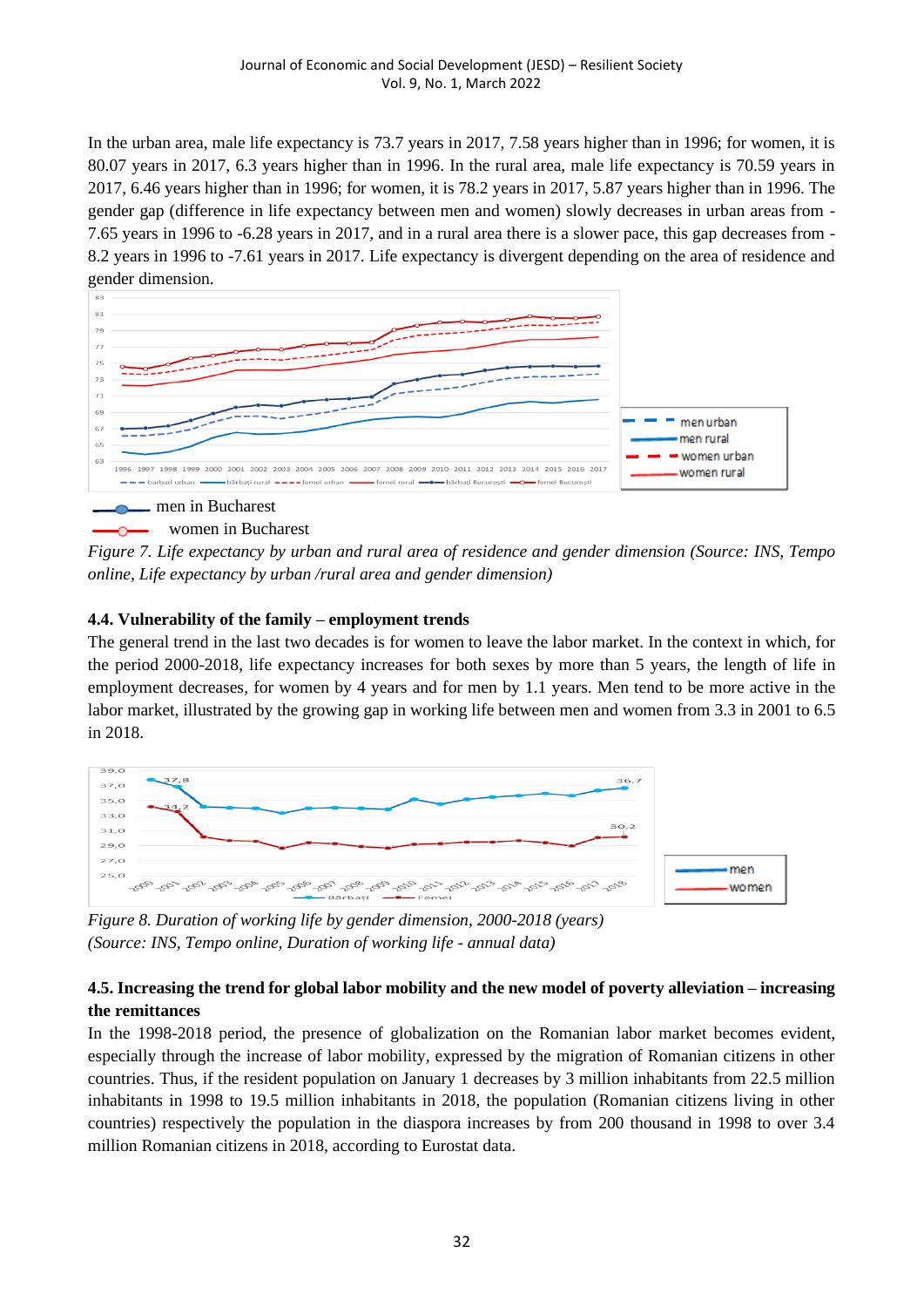In the urban area, male life expectancy is 73.7 years in 2017, 7.58 years higher than in 1996; for women, it is 80.07 years in 2017, 6.3 years higher than in 1996. In the rural area, male life expectancy is 70.59 years in 2017, 6.46 years higher than in 1996; for women, it is 78.2 years in 2017, 5.87 years higher than in 1996. The gender gap (difference in life expectancy between men and women) slowly decreases in urban areas from -7.65 years in 1996 to -6.28 years in 2017, and in a rural area there is a slower pace, this gap decreases from -8.2 years in 1996 to -7.61 years in 2017. Life expectancy is divergent depending on the area of residence and gender dimension.

men in Bucharest

women in Bucharest

*Figure 7. Life expectancy by urban and rural area of residence and gender dimension (Source: INS, Tempo online, Life expectancy by urban /rural area and gender dimension)*

### 4.4. Vulnerability of the family – employment trends

The general trend in the last two decades is for women to leave the labor market. In the context in which, for the period 2000-2018, life expectancy increases for both sexes by more than 5 years, the length of life in employment decreases, for women by 4 years and for men by 1.1 years. Men tend to be more active in the labor market, illustrated by the growing gap in working life between men and women from 3.3 in 2001 to 6.5 in 2018.

*Figure 8. Duration of working life by gender dimension, 2000-2018 (years) (Source: INS, Tempo online, Duration of working life - annual data)*

### 4.5. Increasing the trend for global labor mobility and the new model of poverty alleviation – increasing the remittances

In the 1998-2018 period, the presence of globalization on the Romanian labor market becomes evident, especially through the increase of labor mobility, expressed by the migration of Romanian citizens in other countries. Thus, if the resident population on January 1 decreases by 3 million inhabitants from 22.5 million inhabitants in 1998 to 19.5 million inhabitants in 2018, the population (Romanian citizens living in other countries) respectively the population in the diaspora increases by from 200 thousand in 1998 to over 3.4 million Romanian citizens in 2018, according to Eurostat data.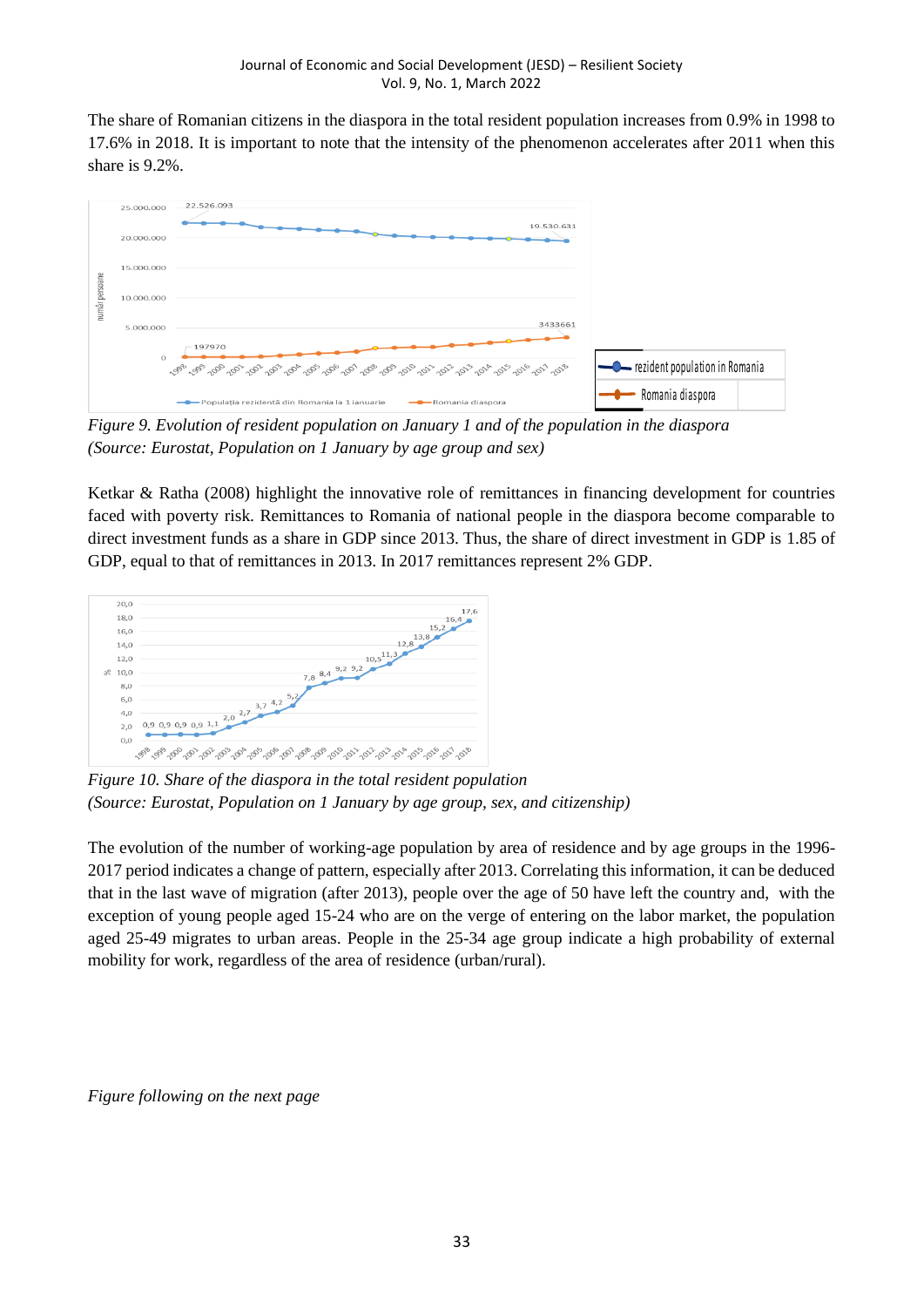The share of Romanian citizens in the diaspora in the total resident population increases from 0.9% in 1998 to 17.6% in 2018. It is important to note that the intensity of the phenomenon accelerates after 2011 when this share is 9.2%.

*Figure 9. Evolution of resident population on January 1 and of the population in the diaspora (Source: Eurostat, Population on 1 January by age group and sex)*

Ketkar & Ratha (2008) highlight the innovative role of remittances in financing development for countries faced with poverty risk. Remittances to Romania of national people in the diaspora become comparable to direct investment funds as a share in GDP since 2013. Thus, the share of direct investment in GDP is 1.85 of GDP, equal to that of remittances in 2013. In 2017 remittances represent 2% GDP.

*Figure 10. Share of the diaspora in the total resident population (Source: Eurostat, Population on 1 January by age group, sex, and citizenship)*

The evolution of the number of working-age population by area of residence and by age groups in the 1996-2017 period indicates a change of pattern, especially after 2013. Correlating this information, it can be deduced that in the last wave of migration (after 2013), people over the age of 50 have left the country and, with the exception of young people aged 15-24 who are on the verge of entering on the labor market, the population aged 25-49 migrates to urban areas. People in the 25-34 age group indicate a high probability of external mobility for work, regardless of the area of residence (urban/rural).

*Figure following on the next page*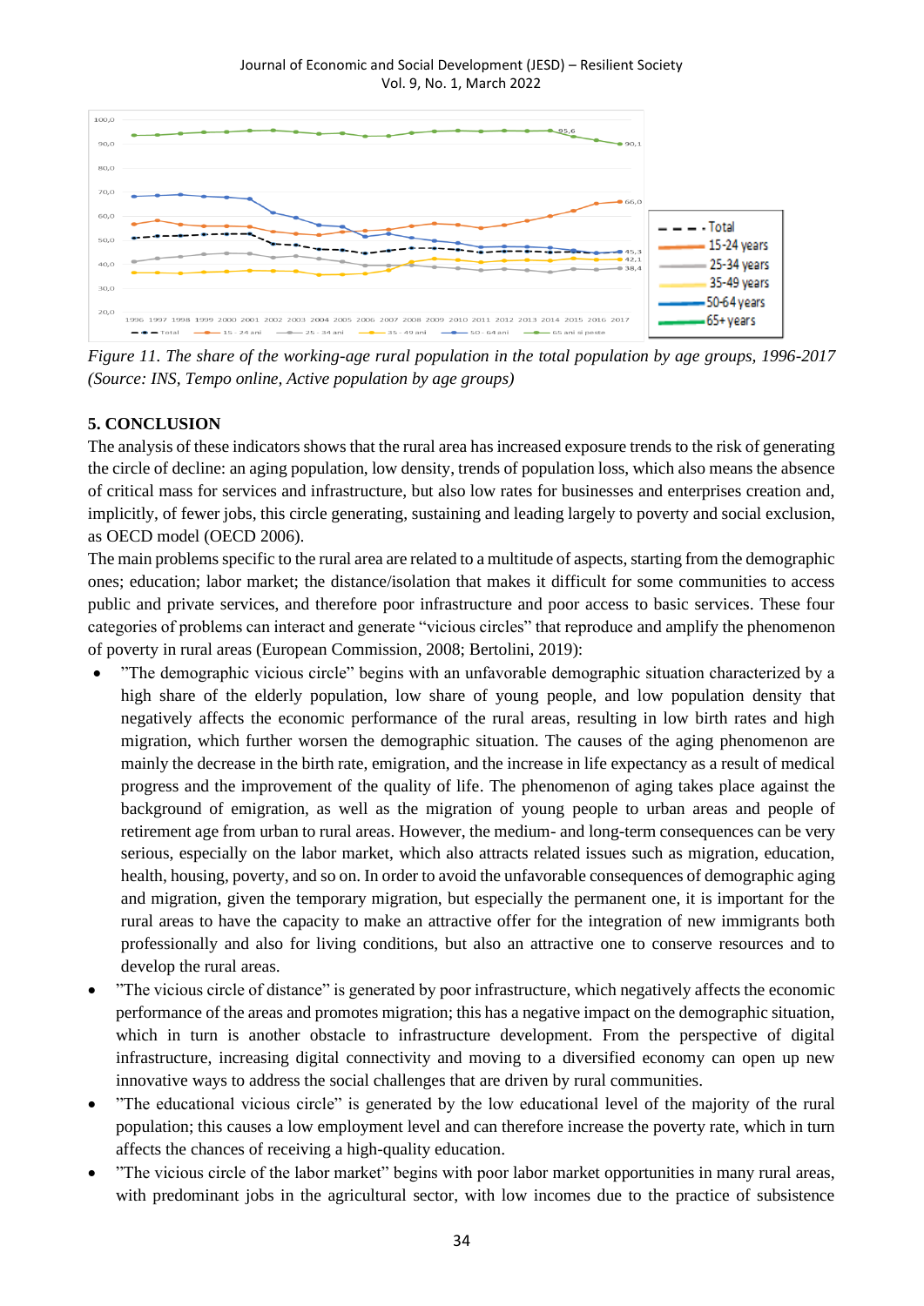*Figure 11. The share of the working-age rural population in the total population by age groups, 1996-2017 (Source: INS, Tempo online, Active population by age groups)*

## 5. CONCLUSION

The analysis of these indicators shows that the rural area has increased exposure trends to the risk of generating the circle of decline: an aging population, low density, trends of population loss, which also means the absence of critical mass for services and infrastructure, but also low rates for businesses and enterprises creation and, implicitly, of fewer jobs, this circle generating, sustaining and leading largely to poverty and social exclusion, as OECD model (OECD 2006).

The main problems specific to the rural area are related to a multitude of aspects, starting from the demographic ones; education; labor market; the distance/isolation that makes it difficult for some communities to access public and private services, and therefore poor infrastructure and poor access to basic services. These four categories of problems can interact and generate "vicious circles" that reproduce and amplify the phenomenon of poverty in rural areas (European Commission, 2008; Bertolini, 2019):

- ”The demographic vicious circle” begins with an unfavorable demographic situation characterized by a high share of the elderly population, low share of young people, and low population density that negatively affects the economic performance of the rural areas, resulting in low birth rates and high migration, which further worsen the demographic situation. The causes of the aging phenomenon are mainly the decrease in the birth rate, emigration, and the increase in life expectancy as a result of medical progress and the improvement of the quality of life. The phenomenon of aging takes place against the background of emigration, as well as the migration of young people to urban areas and people of retirement age from urban to rural areas. However, the medium- and long-term consequences can be very serious, especially on the labor market, which also attracts related issues such as migration, education, health, housing, poverty, and so on. In order to avoid the unfavorable consequences of demographic aging and migration, given the temporary migration, but especially the permanent one, it is important for the rural areas to have the capacity to make an attractive offer for the integration of new immigrants both professionally and also for living conditions, but also an attractive one to conserve resources and to develop the rural areas.
- ”The vicious circle of distance” is generated by poor infrastructure, which negatively affects the economic performance of the areas and promotes migration; this has a negative impact on the demographic situation, which in turn is another obstacle to infrastructure development. From the perspective of digital infrastructure, increasing digital connectivity and moving to a diversified economy can open up new innovative ways to address the social challenges that are driven by rural communities.
- ”The educational vicious circle” is generated by the low educational level of the majority of the rural population; this causes a low employment level and can therefore increase the poverty rate, which in turn affects the chances of receiving a high-quality education.
- ”The vicious circle of the labor market” begins with poor labor market opportunities in many rural areas, with predominant jobs in the agricultural sector, with low incomes due to the practice of subsistence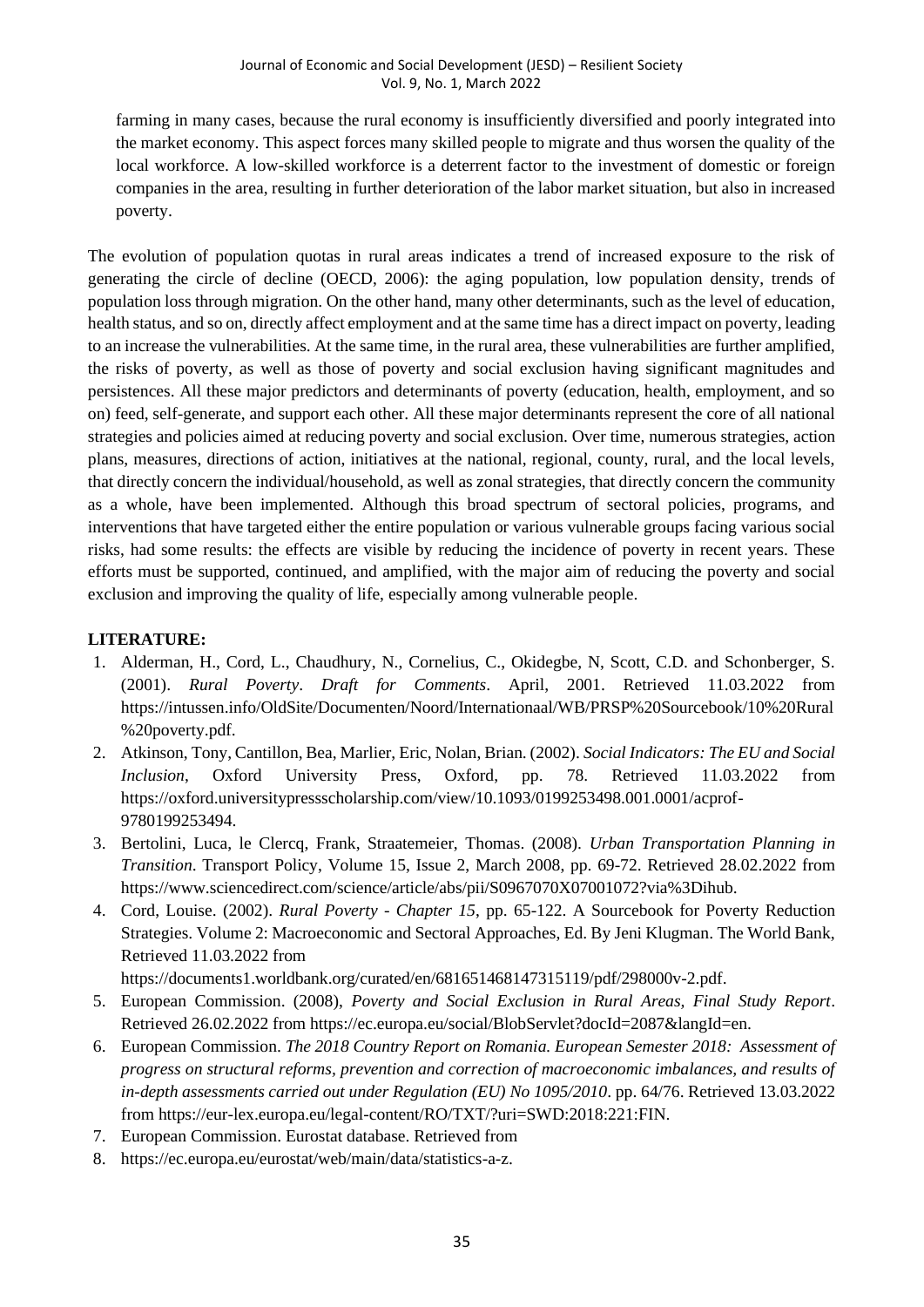farming in many cases, because the rural economy is insufficiently diversified and poorly integrated into the market economy. This aspect forces many skilled people to migrate and thus worsen the quality of the local workforce. A low-skilled workforce is a deterrent factor to the investment of domestic or foreign companies in the area, resulting in further deterioration of the labor market situation, but also in increased poverty.

The evolution of population quotas in rural areas indicates a trend of increased exposure to the risk of generating the circle of decline (OECD, 2006): the aging population, low population density, trends of population loss through migration. On the other hand, many other determinants, such as the level of education, health status, and so on, directly affect employment and at the same time has a direct impact on poverty, leading to an increase the vulnerabilities. At the same time, in the rural area, these vulnerabilities are further amplified, the risks of poverty, as well as those of poverty and social exclusion having significant magnitudes and persistences. All these major predictors and determinants of poverty (education, health, employment, and so on) feed, self-generate, and support each other. All these major determinants represent the core of all national strategies and policies aimed at reducing poverty and social exclusion. Over time, numerous strategies, action plans, measures, directions of action, initiatives at the national, regional, county, rural, and the local levels, that directly concern the individual/household, as well as zonal strategies, that directly concern the community as a whole, have been implemented. Although this broad spectrum of sectoral policies, programs, and interventions that have targeted either the entire population or various vulnerable groups facing various social risks, had some results: the effects are visible by reducing the incidence of poverty in recent years. These efforts must be supported, continued, and amplified, with the major aim of reducing the poverty and social exclusion and improving the quality of life, especially among vulnerable people.

**LITERATURE:**

1. Alderman, H., Cord, L., Chaudhury, N., Cornelius, C., Okidegbe, N, Scott, C.D. and Schonberger, S. (2001). *Rural Poverty*. *Draft for Comments*. April, 2001. Retrieved 11.03.2022 from https://intussen.info/OldSite/Documenten/Noord/Internationaal/WB/PRSP%20Sourcebook/10%20Rural%20poverty.pdf.
2. Atkinson, Tony, Cantillon, Bea, Marlier, Eric, Nolan, Brian. (2002). *Social Indicators: The EU and Social Inclusion*, Oxford University Press, Oxford, pp. 78. Retrieved 11.03.2022 from https://oxford.universitypressscholarship.com/view/10.1093/0199253498.001.0001/acprof-9780199253494.
3. Bertolini, Luca, le Clercq, Frank, Straatemeier, Thomas. (2008). *Urban Transportation Planning in Transition*. Transport Policy, Volume 15, Issue 2, March 2008, pp. 69-72. Retrieved 28.02.2022 from https://www.sciencedirect.com/science/article/abs/pii/S0967070X07001072?via%3Dihub.
4. Cord, Louise. (2002). *Rural Poverty - Chapter 15*, pp. 65-122. A Sourcebook for Poverty Reduction Strategies. Volume 2: Macroeconomic and Sectoral Approaches, Ed. By Jeni Klugman. The World Bank, Retrieved 11.03.2022 from https://documents1.worldbank.org/curated/en/681651468147315119/pdf/298000v-2.pdf.
5. European Commission. (2008), *Poverty and Social Exclusion in Rural Areas, Final Study Report*. Retrieved 26.02.2022 from https://ec.europa.eu/social/BlobServlet?docId=2087&langId=en.
6. European Commission. *The 2018 Country Report on Romania. European Semester 2018: Assessment of progress on structural reforms, prevention and correction of macroeconomic imbalances, and results of in-depth assessments carried out under Regulation (EU) No 1095/2010*. pp. 64/76. Retrieved 13.03.2022 from https://eur-lex.europa.eu/legal-content/RO/TXT/?uri=SWD:2018:221:FIN.
7. European Commission. Eurostat database. Retrieved from
8. https://ec.europa.eu/eurostat/web/main/data/statistics-a-z.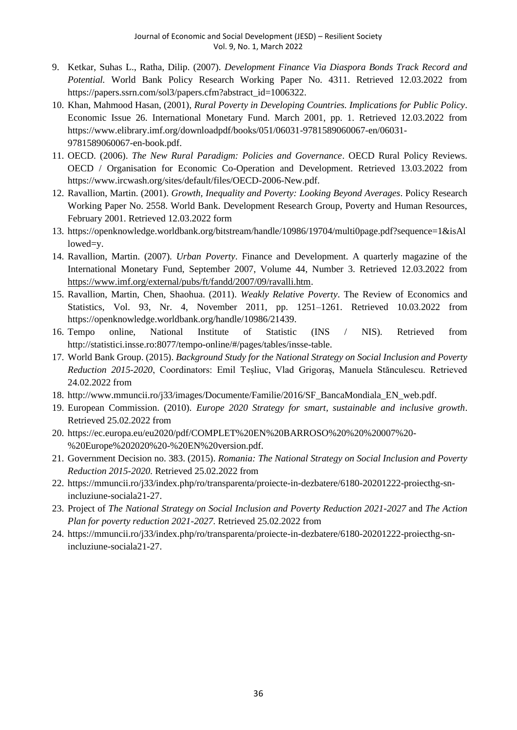9. Ketkar, Suhas L., Ratha, Dilip. (2007). *Development Finance Via Diaspora Bonds Track Record and Potential.* World Bank Policy Research Working Paper No. 4311. Retrieved 12.03.2022 from https://papers.ssrn.com/sol3/papers.cfm?abstract_id=1006322.
10. Khan, Mahmood Hasan, (2001), *Rural Poverty in Developing Countries. Implications for Public Policy*. Economic Issue 26. International Monetary Fund. March 2001, pp. 1. Retrieved 12.03.2022 from https://www.elibrary.imf.org/downloadpdf/books/051/06031-9781589060067-en/06031-9781589060067-en-book.pdf.
11. OECD. (2006). *The New Rural Paradigm: Policies and Governance*. OECD Rural Policy Reviews. OECD / Organisation for Economic Co-Operation and Development. Retrieved 13.03.2022 from https://www.ircwash.org/sites/default/files/OECD-2006-New.pdf.
12. Ravallion, Martin. (2001). *Growth, Inequality and Poverty: Looking Beyond Averages*. Policy Research Working Paper No. 2558. World Bank. Development Research Group, Poverty and Human Resources, February 2001. Retrieved 12.03.2022 form
13. https://openknowledge.worldbank.org/bitstream/handle/10986/19704/multi0page.pdf?sequence=1&isAllowed=y.
14. Ravallion, Martin. (2007). *Urban Poverty*. Finance and Development. A quarterly magazine of the International Monetary Fund, September 2007, Volume 44, Number 3. Retrieved 12.03.2022 from https://www.imf.org/external/pubs/ft/fandd/2007/09/ravalli.htm.
15. Ravallion, Martin, Chen, Shaohua. (2011). *Weakly Relative Poverty*. The Review of Economics and Statistics, Vol. 93, Nr. 4, November 2011, pp. 1251–1261. Retrieved 10.03.2022 from https://openknowledge.worldbank.org/handle/10986/21439.
16. Tempo online, National Institute of Statistic (INS / NIS). Retrieved from http://statistici.insse.ro:8077/tempo-online/#/pages/tables/insse-table.
17. World Bank Group. (2015). *Background Study for the National Strategy on Social Inclusion and Poverty Reduction 2015-2020*, Coordinators: Emil Teșliuc, Vlad Grigoraș, Manuela Stănculescu. Retrieved 24.02.2022 from
18. http://www.mmuncii.ro/j33/images/Documente/Familie/2016/SF_BancaMondiala_EN_web.pdf.
19. European Commission. (2010). *Europe 2020 Strategy for smart, sustainable and inclusive growth*. Retrieved 25.02.2022 from
20. https://ec.europa.eu/eu2020/pdf/COMPLET%20EN%20BARROSO%20%20%20007%20-%20Europe%202020%20-%20EN%20version.pdf.
21. Government Decision no. 383. (2015). *Romania: The National Strategy on Social Inclusion and Poverty Reduction 2015-2020.* Retrieved 25.02.2022 from
22. https://mmuncii.ro/j33/index.php/ro/transparenta/proiecte-in-dezbatere/6180-20201222-proiecthg-sn-incluziune-sociala21-27.
23. Project of *The National Strategy on Social Inclusion and Poverty Reduction 2021-2027* and *The Action Plan for poverty reduction 2021-2027*. Retrieved 25.02.2022 from
24. https://mmuncii.ro/j33/index.php/ro/transparenta/proiecte-in-dezbatere/6180-20201222-proiecthg-sn-incluziune-sociala21-27.